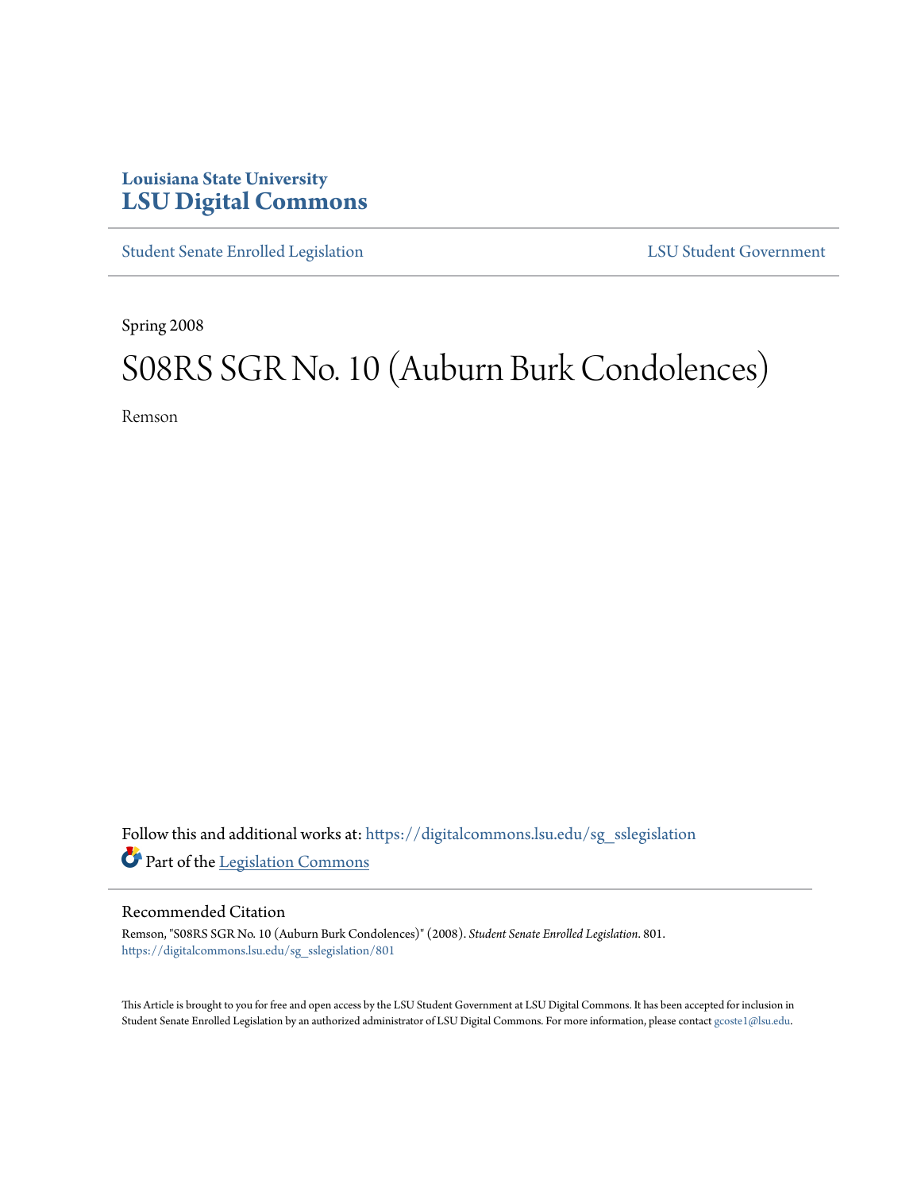Louisiana State University
# LSU Digital Commons

Student Senate Enrolled Legislation | LSU Student Government

Spring 2008

# S08RS SGR No. 10 (Auburn Burk Condolences)

Remson

Follow this and additional works at: https://digitalcommons.lsu.edu/sg_sslegislation

Part of the Legislation Commons

## Recommended Citation

Remson, "S08RS SGR No. 10 (Auburn Burk Condolences)" (2008). *Student Senate Enrolled Legislation*. 801.
https://digitalcommons.lsu.edu/sg_sslegislation/801

This Article is brought to you for free and open access by the LSU Student Government at LSU Digital Commons. It has been accepted for inclusion in Student Senate Enrolled Legislation by an authorized administrator of LSU Digital Commons. For more information, please contact gcoste1@lsu.edu.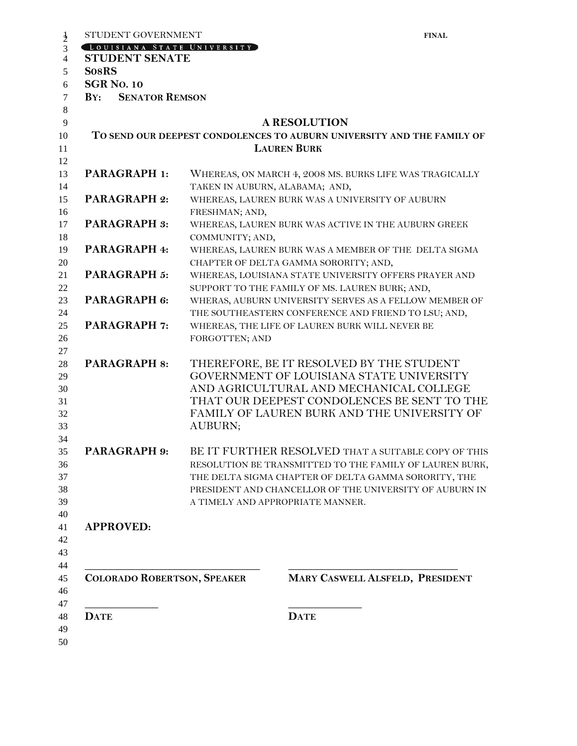STUDENT GOVERNMENT **FINAL**

LOUISIANA STATE UNIVERSITY

**STUDENT SENATE**

**S08RS**

**SGR No. 10**

**BY: SENATOR REMSON**

## A RESOLUTION

**TO SEND OUR DEEPEST CONDOLENCES TO AUBURN UNIVERSITY AND THE FAMILY OF LAUREN BURK**

**PARAGRAPH 1:** WHEREAS, ON MARCH 4, 2008 MS. BURKS LIFE WAS TRAGICALLY TAKEN IN AUBURN, ALABAMA; AND,

**PARAGRAPH 2:** WHEREAS, LAUREN BURK WAS A UNIVERSITY OF AUBURN FRESHMAN; AND,

**PARAGRAPH 3:** WHEREAS, LAUREN BURK WAS ACTIVE IN THE AUBURN GREEK COMMUNITY; AND,

**PARAGRAPH 4:** WHEREAS, LAUREN BURK WAS A MEMBER OF THE DELTA SIGMA CHAPTER OF DELTA GAMMA SORORITY; AND,

**PARAGRAPH 5:** WHEREAS, LOUISIANA STATE UNIVERSITY OFFERS PRAYER AND SUPPORT TO THE FAMILY OF MS. LAUREN BURK; AND,

**PARAGRAPH 6:** WHERAS, AUBURN UNIVERSITY SERVES AS A FELLOW MEMBER OF THE SOUTHEASTERN CONFERENCE AND FRIEND TO LSU; AND,

**PARAGRAPH 7:** WHEREAS, THE LIFE OF LAUREN BURK WILL NEVER BE FORGOTTEN; AND

**PARAGRAPH 8:** THEREFORE, BE IT RESOLVED BY THE STUDENT GOVERNMENT OF LOUISIANA STATE UNIVERSITY AND AGRICULTURAL AND MECHANICAL COLLEGE THAT OUR DEEPEST CONDOLENCES BE SENT TO THE FAMILY OF LAUREN BURK AND THE UNIVERSITY OF AUBURN;

**PARAGRAPH 9:** BE IT FURTHER RESOLVED THAT A SUITABLE COPY OF THIS RESOLUTION BE TRANSMITTED TO THE FAMILY OF LAUREN BURK, THE DELTA SIGMA CHAPTER OF DELTA GAMMA SORORITY, THE PRESIDENT AND CHANCELLOR OF THE UNIVERSITY OF AUBURN IN A TIMELY AND APPROPRIATE MANNER.

**APPROVED:**

______________________________ ______________________________

**COLORADO ROBERTSON, SPEAKER** **MARY CASWELL ALSFELD, PRESIDENT**

_____________ _____________

**DATE** **DATE**